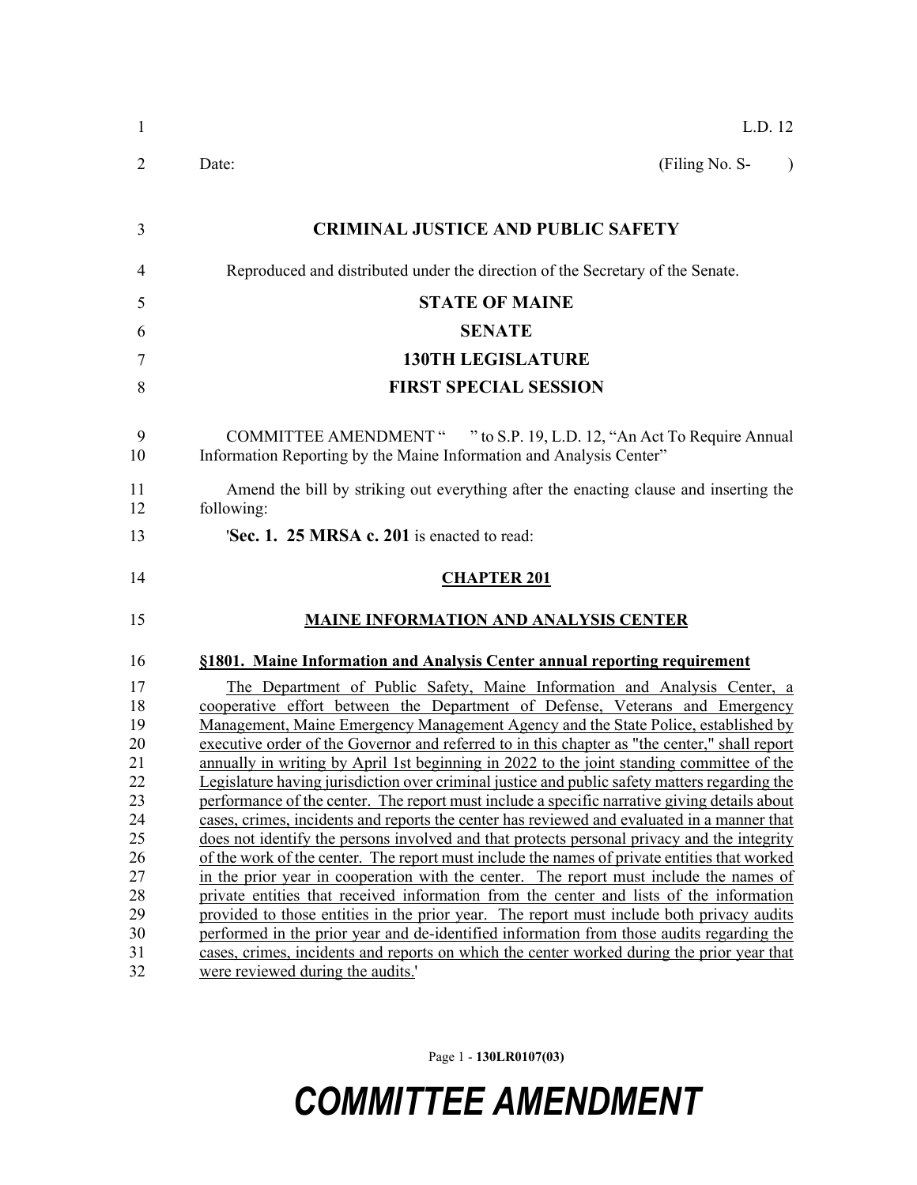L.D. 12

Date: (Filing No. S- )

# CRIMINAL JUSTICE AND PUBLIC SAFETY

Reproduced and distributed under the direction of the Secretary of the Senate.

## STATE OF MAINE

## SENATE

## 130TH LEGISLATURE

## FIRST SPECIAL SESSION

COMMITTEE AMENDMENT " " to S.P. 19, L.D. 12, "An Act To Require Annual Information Reporting by the Maine Information and Analysis Center"

Amend the bill by striking out everything after the enacting clause and inserting the following:

'**Sec. 1. 25 MRSA c. 201** is enacted to read:

**CHAPTER 201**

**MAINE INFORMATION AND ANALYSIS CENTER**

**§1801. Maine Information and Analysis Center annual reporting requirement**

The Department of Public Safety, Maine Information and Analysis Center, a cooperative effort between the Department of Defense, Veterans and Emergency Management, Maine Emergency Management Agency and the State Police, established by executive order of the Governor and referred to in this chapter as "the center," shall report annually in writing by April 1st beginning in 2022 to the joint standing committee of the Legislature having jurisdiction over criminal justice and public safety matters regarding the performance of the center. The report must include a specific narrative giving details about cases, crimes, incidents and reports the center has reviewed and evaluated in a manner that does not identify the persons involved and that protects personal privacy and the integrity of the work of the center. The report must include the names of private entities that worked in the prior year in cooperation with the center. The report must include the names of private entities that received information from the center and lists of the information provided to those entities in the prior year. The report must include both privacy audits performed in the prior year and de-identified information from those audits regarding the cases, crimes, incidents and reports on which the center worked during the prior year that were reviewed during the audits.'

COMMITTEE AMENDMENT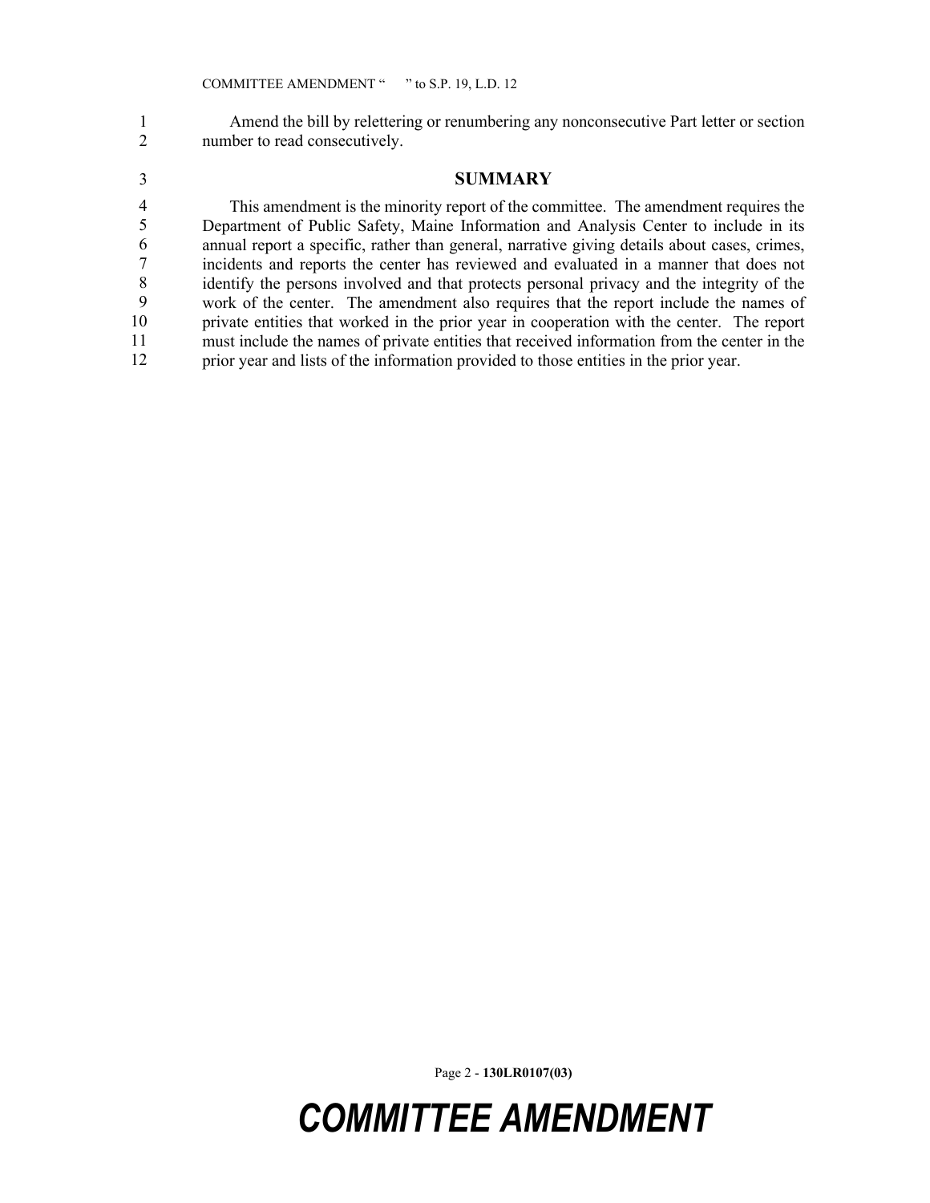Amend the bill by relettering or renumbering any nonconsecutive Part letter or section number to read consecutively.

## SUMMARY

This amendment is the minority report of the committee. The amendment requires the Department of Public Safety, Maine Information and Analysis Center to include in its annual report a specific, rather than general, narrative giving details about cases, crimes, incidents and reports the center has reviewed and evaluated in a manner that does not identify the persons involved and that protects personal privacy and the integrity of the work of the center. The amendment also requires that the report include the names of private entities that worked in the prior year in cooperation with the center. The report must include the names of private entities that received information from the center in the prior year and lists of the information provided to those entities in the prior year.